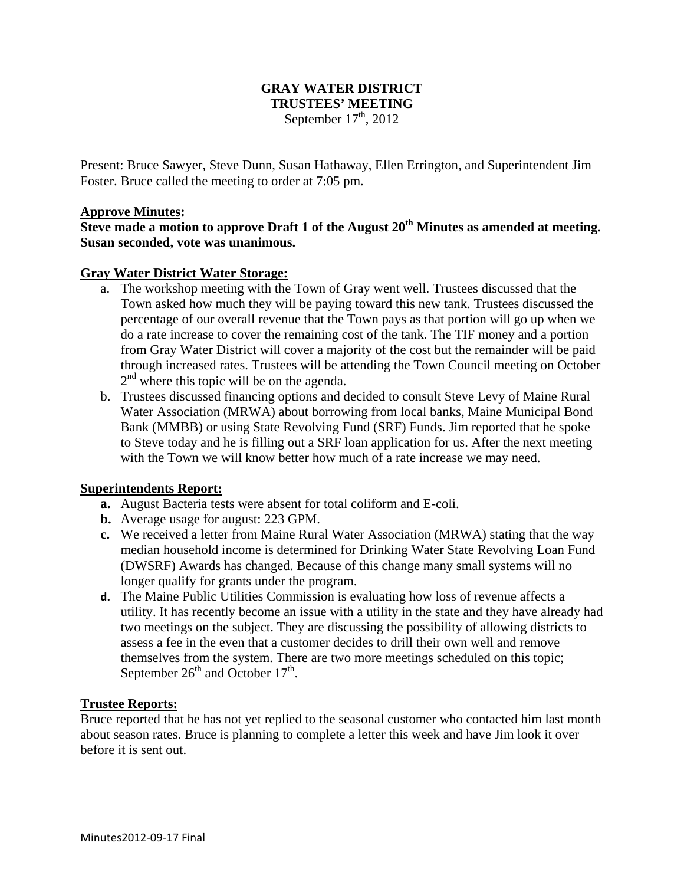# GRAY WATER DISTRICT
## TRUSTEES' MEETING
September 17th, 2012

Present: Bruce Sawyer, Steve Dunn, Susan Hathaway, Ellen Errington, and Superintendent Jim Foster. Bruce called the meeting to order at 7:05 pm.

**Approve Minutes:**

**Steve made a motion to approve Draft 1 of the August 20th Minutes as amended at meeting. Susan seconded, vote was unanimous.**

**Gray Water District Water Storage:**

a. The workshop meeting with the Town of Gray went well. Trustees discussed that the Town asked how much they will be paying toward this new tank. Trustees discussed the percentage of our overall revenue that the Town pays as that portion will go up when we do a rate increase to cover the remaining cost of the tank. The TIF money and a portion from Gray Water District will cover a majority of the cost but the remainder will be paid through increased rates. Trustees will be attending the Town Council meeting on October 2nd where this topic will be on the agenda.
b. Trustees discussed financing options and decided to consult Steve Levy of Maine Rural Water Association (MRWA) about borrowing from local banks, Maine Municipal Bond Bank (MMBB) or using State Revolving Fund (SRF) Funds. Jim reported that he spoke to Steve today and he is filling out a SRF loan application for us. After the next meeting with the Town we will know better how much of a rate increase we may need.

**Superintendents Report:**

- **a.** August Bacteria tests were absent for total coliform and E-coli.
- **b.** Average usage for august: 223 GPM.
- **c.** We received a letter from Maine Rural Water Association (MRWA) stating that the way median household income is determined for Drinking Water State Revolving Loan Fund (DWSRF) Awards has changed. Because of this change many small systems will no longer qualify for grants under the program.
- **d.** The Maine Public Utilities Commission is evaluating how loss of revenue affects a utility. It has recently become an issue with a utility in the state and they have already had two meetings on the subject. They are discussing the possibility of allowing districts to assess a fee in the even that a customer decides to drill their own well and remove themselves from the system. There are two more meetings scheduled on this topic; September 26th and October 17th.

**Trustee Reports:**

Bruce reported that he has not yet replied to the seasonal customer who contacted him last month about season rates. Bruce is planning to complete a letter this week and have Jim look it over before it is sent out.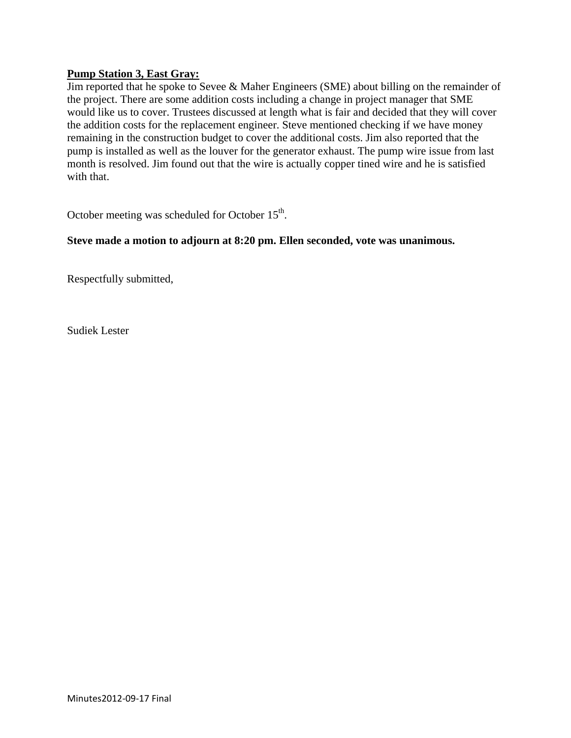**Pump Station 3, East Gray:**

Jim reported that he spoke to Sevee & Maher Engineers (SME) about billing on the remainder of the project. There are some addition costs including a change in project manager that SME would like us to cover. Trustees discussed at length what is fair and decided that they will cover the addition costs for the replacement engineer. Steve mentioned checking if we have money remaining in the construction budget to cover the additional costs. Jim also reported that the pump is installed as well as the louver for the generator exhaust. The pump wire issue from last month is resolved. Jim found out that the wire is actually copper tined wire and he is satisfied with that.

October meeting was scheduled for October 15th.

**Steve made a motion to adjourn at 8:20 pm. Ellen seconded, vote was unanimous.**

Respectfully submitted,

Sudiek Lester